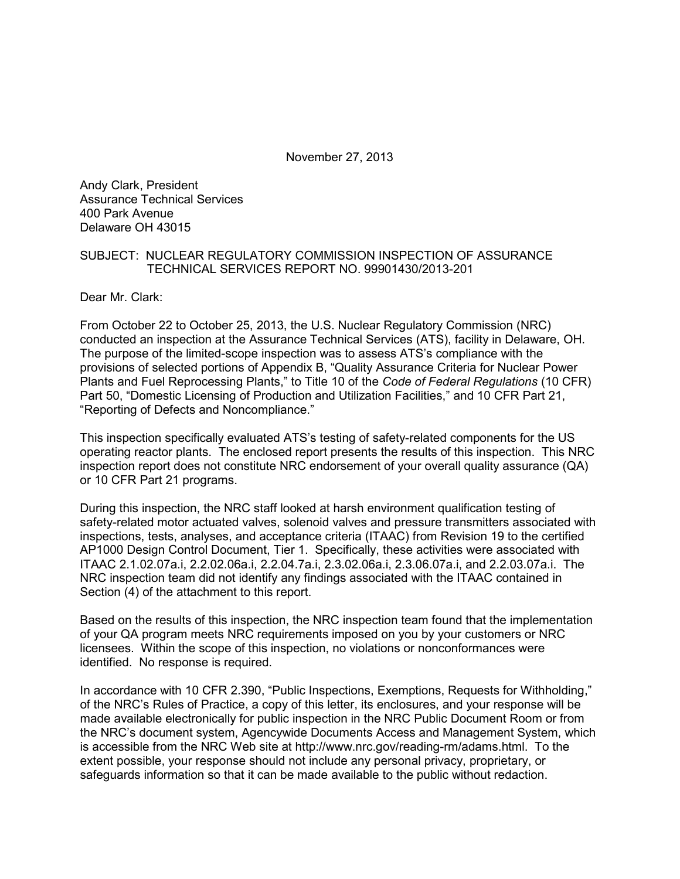November 27, 2013

Andy Clark, President
Assurance Technical Services
400 Park Avenue
Delaware OH 43015

SUBJECT: NUCLEAR REGULATORY COMMISSION INSPECTION OF ASSURANCE TECHNICAL SERVICES REPORT NO. 99901430/2013-201

Dear Mr. Clark:

From October 22 to October 25, 2013, the U.S. Nuclear Regulatory Commission (NRC) conducted an inspection at the Assurance Technical Services (ATS), facility in Delaware, OH. The purpose of the limited-scope inspection was to assess ATS's compliance with the provisions of selected portions of Appendix B, "Quality Assurance Criteria for Nuclear Power Plants and Fuel Reprocessing Plants," to Title 10 of the *Code of Federal Regulations* (10 CFR) Part 50, "Domestic Licensing of Production and Utilization Facilities," and 10 CFR Part 21, "Reporting of Defects and Noncompliance."

This inspection specifically evaluated ATS's testing of safety-related components for the US operating reactor plants. The enclosed report presents the results of this inspection. This NRC inspection report does not constitute NRC endorsement of your overall quality assurance (QA) or 10 CFR Part 21 programs.

During this inspection, the NRC staff looked at harsh environment qualification testing of safety-related motor actuated valves, solenoid valves and pressure transmitters associated with inspections, tests, analyses, and acceptance criteria (ITAAC) from Revision 19 to the certified AP1000 Design Control Document, Tier 1. Specifically, these activities were associated with ITAAC 2.1.02.07a.i, 2.2.02.06a.i, 2.2.04.7a.i, 2.3.02.06a.i, 2.3.06.07a.i, and 2.2.03.07a.i. The NRC inspection team did not identify any findings associated with the ITAAC contained in Section (4) of the attachment to this report.

Based on the results of this inspection, the NRC inspection team found that the implementation of your QA program meets NRC requirements imposed on you by your customers or NRC licensees. Within the scope of this inspection, no violations or nonconformances were identified. No response is required.

In accordance with 10 CFR 2.390, "Public Inspections, Exemptions, Requests for Withholding," of the NRC's Rules of Practice, a copy of this letter, its enclosures, and your response will be made available electronically for public inspection in the NRC Public Document Room or from the NRC's document system, Agencywide Documents Access and Management System, which is accessible from the NRC Web site at http://www.nrc.gov/reading-rm/adams.html. To the extent possible, your response should not include any personal privacy, proprietary, or safeguards information so that it can be made available to the public without redaction.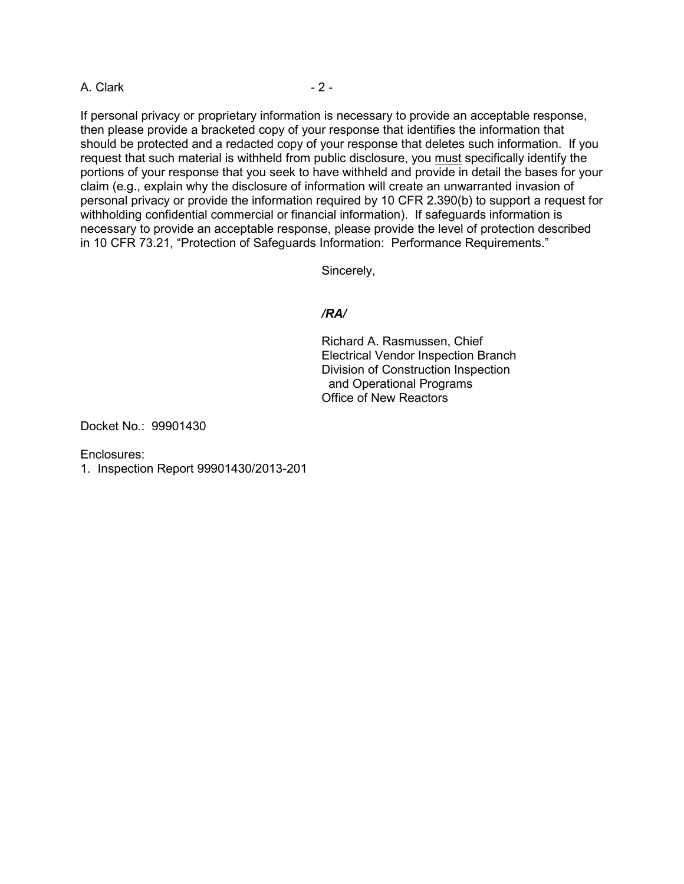If personal privacy or proprietary information is necessary to provide an acceptable response, then please provide a bracketed copy of your response that identifies the information that should be protected and a redacted copy of your response that deletes such information. If you request that such material is withheld from public disclosure, you must specifically identify the portions of your response that you seek to have withheld and provide in detail the bases for your claim (e.g., explain why the disclosure of information will create an unwarranted invasion of personal privacy or provide the information required by 10 CFR 2.390(b) to support a request for withholding confidential commercial or financial information). If safeguards information is necessary to provide an acceptable response, please provide the level of protection described in 10 CFR 73.21, "Protection of Safeguards Information: Performance Requirements."

Sincerely,

*/RA/*

Richard A. Rasmussen, Chief
Electrical Vendor Inspection Branch
Division of Construction Inspection
and Operational Programs
Office of New Reactors

Docket No.: 99901430

Enclosures:
1. Inspection Report 99901430/2013-201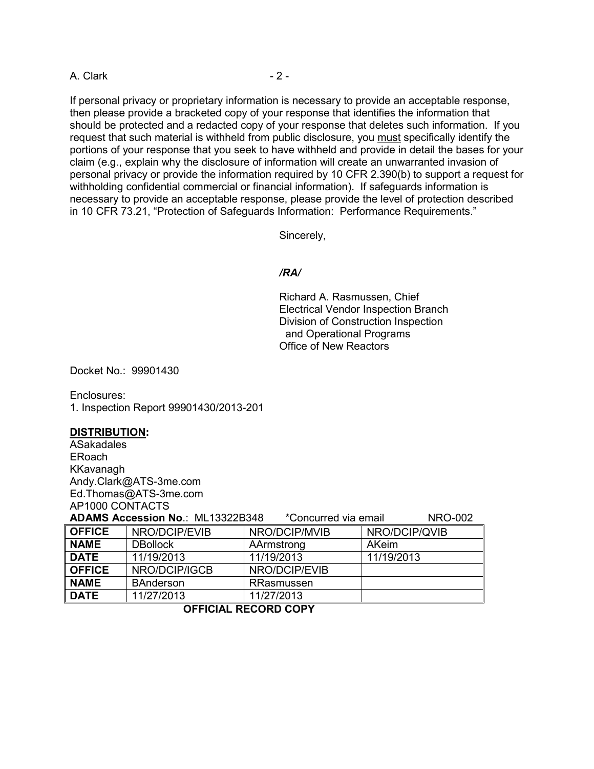If personal privacy or proprietary information is necessary to provide an acceptable response, then please provide a bracketed copy of your response that identifies the information that should be protected and a redacted copy of your response that deletes such information. If you request that such material is withheld from public disclosure, you must specifically identify the portions of your response that you seek to have withheld and provide in detail the bases for your claim (e.g., explain why the disclosure of information will create an unwarranted invasion of personal privacy or provide the information required by 10 CFR 2.390(b) to support a request for withholding confidential commercial or financial information). If safeguards information is necessary to provide an acceptable response, please provide the level of protection described in 10 CFR 73.21, "Protection of Safeguards Information: Performance Requirements."

Sincerely,

*/RA/*

Richard A. Rasmussen, Chief
Electrical Vendor Inspection Branch
Division of Construction Inspection
and Operational Programs
Office of New Reactors

Docket No.: 99901430

Enclosures:
1. Inspection Report 99901430/2013-201

**DISTRIBUTION:**
ASakadales
ERoach
KKavanagh
Andy.Clark@ATS-3me.com
Ed.Thomas@ATS-3me.com
AP1000 CONTACTS

**ADAMS Accession No**.: ML13322B348 *Concurred via email NRO-002

| **OFFICE** | NRO/DCIP/EVIB | NRO/DCIP/MVIB | NRO/DCIP/QVIB |
|---|---|---|---|
| **NAME** | DBollock | AArmstrong | AKeim |
| **DATE** | 11/19/2013 | 11/19/2013 | 11/19/2013 |
| **OFFICE** | NRO/DCIP/IGCB | NRO/DCIP/EVIB | |
| **NAME** | BAnderson | RRasmussen | |
| **DATE** | 11/27/2013 | 11/27/2013 | |

**OFFICIAL RECORD COPY**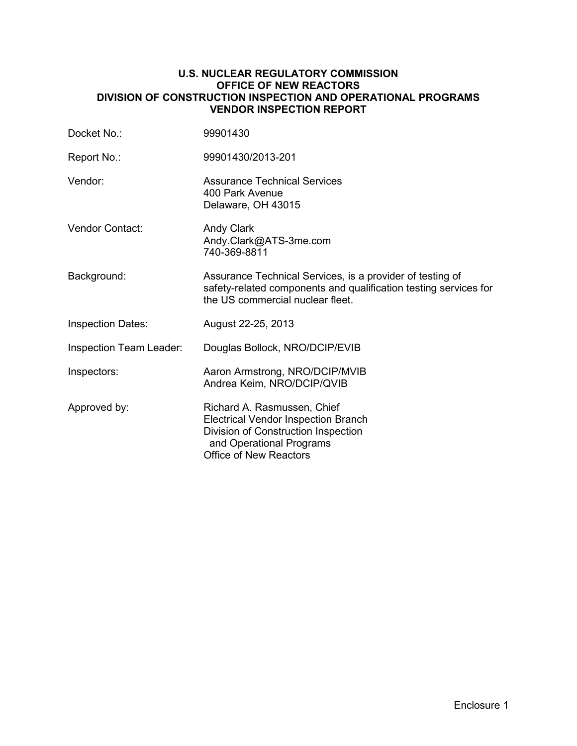# U.S. NUCLEAR REGULATORY COMMISSION
## OFFICE OF NEW REACTORS
## DIVISION OF CONSTRUCTION INSPECTION AND OPERATIONAL PROGRAMS
## VENDOR INSPECTION REPORT

| | |
|---|---|
| Docket No.: | 99901430 |
| Report No.: | 99901430/2013-201 |
| Vendor: | Assurance Technical Services<br>400 Park Avenue<br>Delaware, OH 43015 |
| Vendor Contact: | Andy Clark<br>Andy.Clark@ATS-3me.com<br>740-369-8811 |
| Background: | Assurance Technical Services, is a provider of testing of safety-related components and qualification testing services for the US commercial nuclear fleet. |
| Inspection Dates: | August 22-25, 2013 |
| Inspection Team Leader: | Douglas Bollock, NRO/DCIP/EVIB |
| Inspectors: | Aaron Armstrong, NRO/DCIP/MVIB<br>Andrea Keim, NRO/DCIP/QVIB |
| Approved by: | Richard A. Rasmussen, Chief<br>Electrical Vendor Inspection Branch<br>Division of Construction Inspection and Operational Programs<br>Office of New Reactors |

Enclosure 1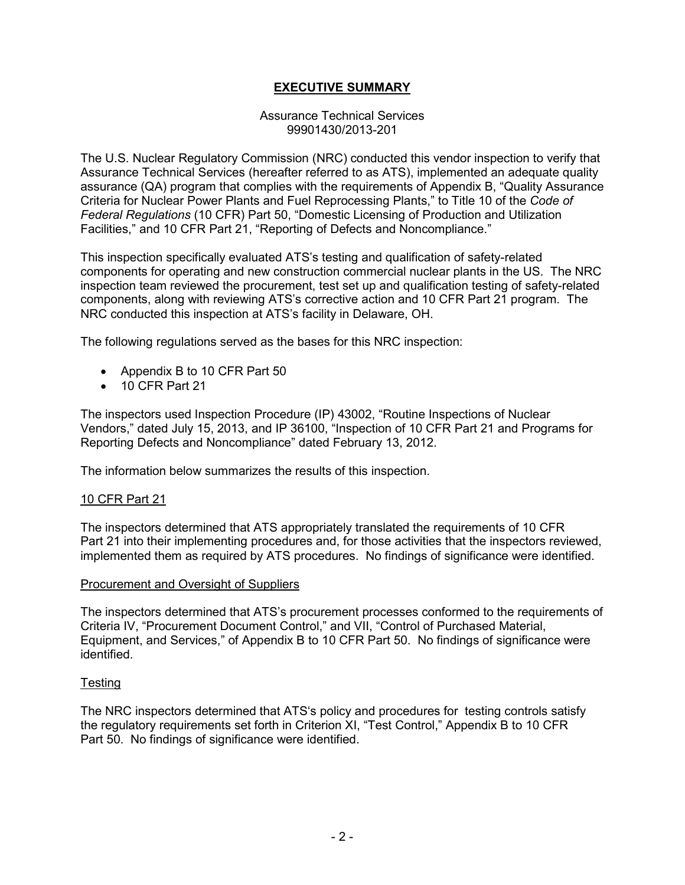# EXECUTIVE SUMMARY

Assurance Technical Services
99901430/2013-201

The U.S. Nuclear Regulatory Commission (NRC) conducted this vendor inspection to verify that Assurance Technical Services (hereafter referred to as ATS), implemented an adequate quality assurance (QA) program that complies with the requirements of Appendix B, "Quality Assurance Criteria for Nuclear Power Plants and Fuel Reprocessing Plants," to Title 10 of the *Code of Federal Regulations* (10 CFR) Part 50, "Domestic Licensing of Production and Utilization Facilities," and 10 CFR Part 21, "Reporting of Defects and Noncompliance."

This inspection specifically evaluated ATS's testing and qualification of safety-related components for operating and new construction commercial nuclear plants in the US. The NRC inspection team reviewed the procurement, test set up and qualification testing of safety-related components, along with reviewing ATS's corrective action and 10 CFR Part 21 program. The NRC conducted this inspection at ATS's facility in Delaware, OH.

The following regulations served as the bases for this NRC inspection:

- Appendix B to 10 CFR Part 50
- 10 CFR Part 21

The inspectors used Inspection Procedure (IP) 43002, "Routine Inspections of Nuclear Vendors," dated July 15, 2013, and IP 36100, "Inspection of 10 CFR Part 21 and Programs for Reporting Defects and Noncompliance" dated February 13, 2012.

The information below summarizes the results of this inspection.

## 10 CFR Part 21

The inspectors determined that ATS appropriately translated the requirements of 10 CFR Part 21 into their implementing procedures and, for those activities that the inspectors reviewed, implemented them as required by ATS procedures. No findings of significance were identified.

## Procurement and Oversight of Suppliers

The inspectors determined that ATS's procurement processes conformed to the requirements of Criteria IV, "Procurement Document Control," and VII, "Control of Purchased Material, Equipment, and Services," of Appendix B to 10 CFR Part 50. No findings of significance were identified.

## Testing

The NRC inspectors determined that ATS's policy and procedures for testing controls satisfy the regulatory requirements set forth in Criterion XI, "Test Control," Appendix B to 10 CFR Part 50. No findings of significance were identified.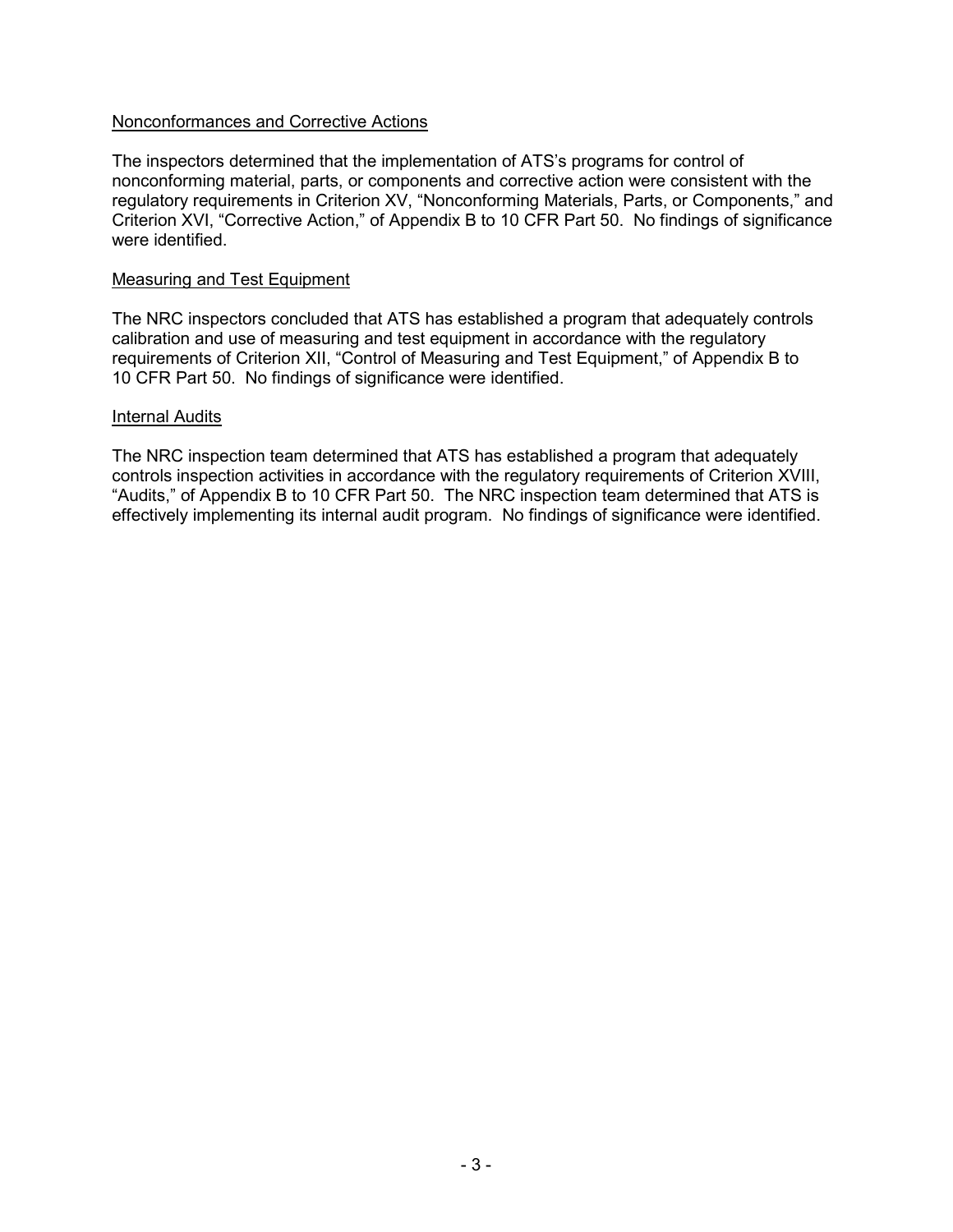Nonconformances and Corrective Actions

The inspectors determined that the implementation of ATS's programs for control of nonconforming material, parts, or components and corrective action were consistent with the regulatory requirements in Criterion XV, "Nonconforming Materials, Parts, or Components," and Criterion XVI, "Corrective Action," of Appendix B to 10 CFR Part 50. No findings of significance were identified.

Measuring and Test Equipment

The NRC inspectors concluded that ATS has established a program that adequately controls calibration and use of measuring and test equipment in accordance with the regulatory requirements of Criterion XII, "Control of Measuring and Test Equipment," of Appendix B to 10 CFR Part 50. No findings of significance were identified.

Internal Audits

The NRC inspection team determined that ATS has established a program that adequately controls inspection activities in accordance with the regulatory requirements of Criterion XVIII, "Audits," of Appendix B to 10 CFR Part 50. The NRC inspection team determined that ATS is effectively implementing its internal audit program. No findings of significance were identified.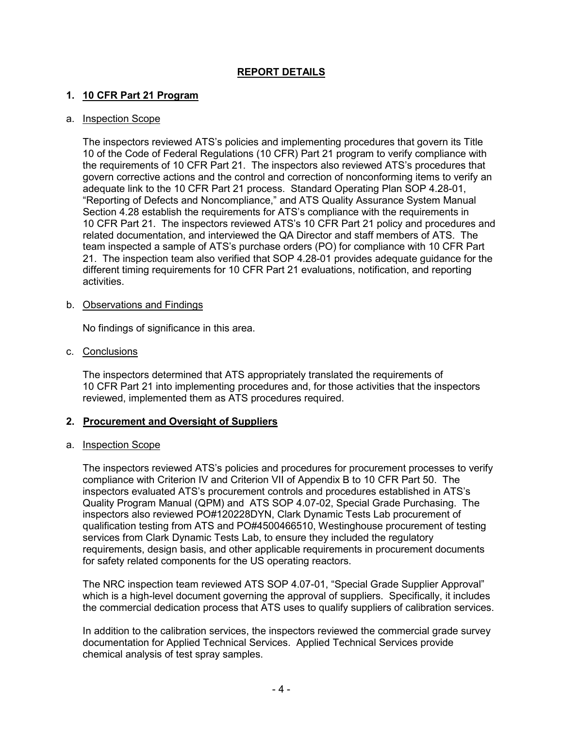## REPORT DETAILS

### 1. 10 CFR Part 21 Program

a. Inspection Scope

The inspectors reviewed ATS's policies and implementing procedures that govern its Title 10 of the Code of Federal Regulations (10 CFR) Part 21 program to verify compliance with the requirements of 10 CFR Part 21. The inspectors also reviewed ATS's procedures that govern corrective actions and the control and correction of nonconforming items to verify an adequate link to the 10 CFR Part 21 process. Standard Operating Plan SOP 4.28-01, "Reporting of Defects and Noncompliance," and ATS Quality Assurance System Manual Section 4.28 establish the requirements for ATS's compliance with the requirements in 10 CFR Part 21. The inspectors reviewed ATS's 10 CFR Part 21 policy and procedures and related documentation, and interviewed the QA Director and staff members of ATS. The team inspected a sample of ATS's purchase orders (PO) for compliance with 10 CFR Part 21. The inspection team also verified that SOP 4.28-01 provides adequate guidance for the different timing requirements for 10 CFR Part 21 evaluations, notification, and reporting activities.

b. Observations and Findings

No findings of significance in this area.

c. Conclusions

The inspectors determined that ATS appropriately translated the requirements of 10 CFR Part 21 into implementing procedures and, for those activities that the inspectors reviewed, implemented them as ATS procedures required.

### 2. Procurement and Oversight of Suppliers

a. Inspection Scope

The inspectors reviewed ATS's policies and procedures for procurement processes to verify compliance with Criterion IV and Criterion VII of Appendix B to 10 CFR Part 50. The inspectors evaluated ATS's procurement controls and procedures established in ATS's Quality Program Manual (QPM) and ATS SOP 4.07-02, Special Grade Purchasing. The inspectors also reviewed PO#120228DYN, Clark Dynamic Tests Lab procurement of qualification testing from ATS and PO#4500466510, Westinghouse procurement of testing services from Clark Dynamic Tests Lab, to ensure they included the regulatory requirements, design basis, and other applicable requirements in procurement documents for safety related components for the US operating reactors.

The NRC inspection team reviewed ATS SOP 4.07-01, "Special Grade Supplier Approval" which is a high-level document governing the approval of suppliers. Specifically, it includes the commercial dedication process that ATS uses to qualify suppliers of calibration services.

In addition to the calibration services, the inspectors reviewed the commercial grade survey documentation for Applied Technical Services. Applied Technical Services provide chemical analysis of test spray samples.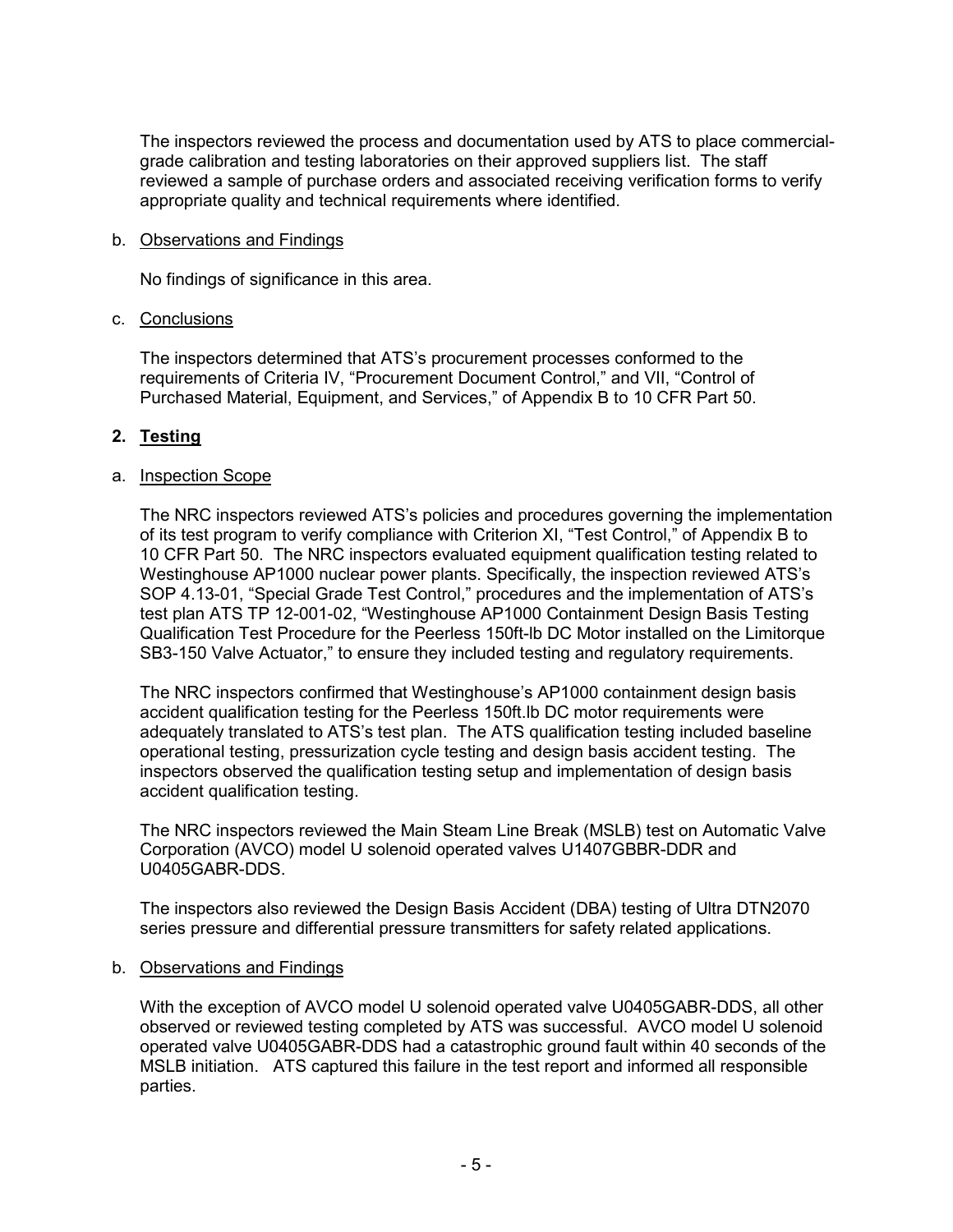The inspectors reviewed the process and documentation used by ATS to place commercial-grade calibration and testing laboratories on their approved suppliers list. The staff reviewed a sample of purchase orders and associated receiving verification forms to verify appropriate quality and technical requirements where identified.

b. Observations and Findings

No findings of significance in this area.

c. Conclusions

The inspectors determined that ATS's procurement processes conformed to the requirements of Criteria IV, "Procurement Document Control," and VII, "Control of Purchased Material, Equipment, and Services," of Appendix B to 10 CFR Part 50.

## 2. Testing

a. Inspection Scope

The NRC inspectors reviewed ATS's policies and procedures governing the implementation of its test program to verify compliance with Criterion XI, "Test Control," of Appendix B to 10 CFR Part 50. The NRC inspectors evaluated equipment qualification testing related to Westinghouse AP1000 nuclear power plants. Specifically, the inspection reviewed ATS's SOP 4.13-01, "Special Grade Test Control," procedures and the implementation of ATS's test plan ATS TP 12-001-02, "Westinghouse AP1000 Containment Design Basis Testing Qualification Test Procedure for the Peerless 150ft-lb DC Motor installed on the Limitorque SB3-150 Valve Actuator," to ensure they included testing and regulatory requirements.

The NRC inspectors confirmed that Westinghouse's AP1000 containment design basis accident qualification testing for the Peerless 150ft.lb DC motor requirements were adequately translated to ATS's test plan. The ATS qualification testing included baseline operational testing, pressurization cycle testing and design basis accident testing. The inspectors observed the qualification testing setup and implementation of design basis accident qualification testing.

The NRC inspectors reviewed the Main Steam Line Break (MSLB) test on Automatic Valve Corporation (AVCO) model U solenoid operated valves U1407GBBR-DDR and U0405GABR-DDS.

The inspectors also reviewed the Design Basis Accident (DBA) testing of Ultra DTN2070 series pressure and differential pressure transmitters for safety related applications.

b. Observations and Findings

With the exception of AVCO model U solenoid operated valve U0405GABR-DDS, all other observed or reviewed testing completed by ATS was successful. AVCO model U solenoid operated valve U0405GABR-DDS had a catastrophic ground fault within 40 seconds of the MSLB initiation. ATS captured this failure in the test report and informed all responsible parties.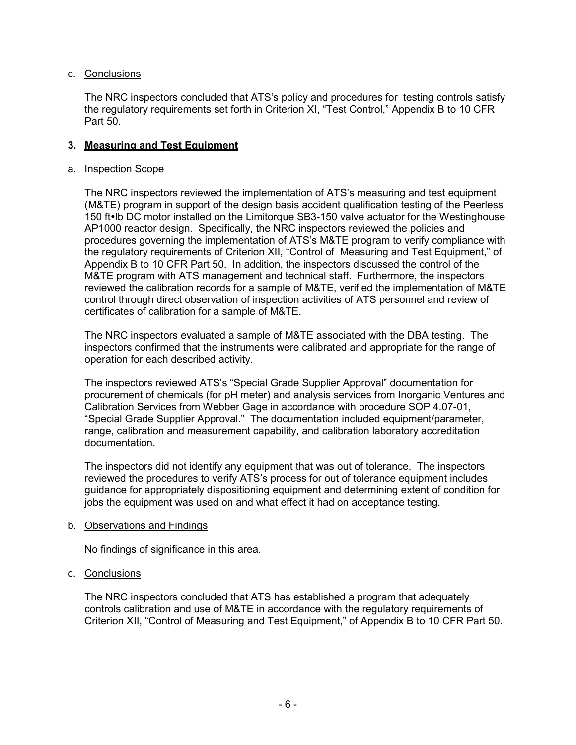c. Conclusions

The NRC inspectors concluded that ATS's policy and procedures for testing controls satisfy the regulatory requirements set forth in Criterion XI, "Test Control," Appendix B to 10 CFR Part 50.

### 3. **Measuring and Test Equipment**

a. Inspection Scope

The NRC inspectors reviewed the implementation of ATS's measuring and test equipment (M&TE) program in support of the design basis accident qualification testing of the Peerless 150 ft•lb DC motor installed on the Limitorque SB3-150 valve actuator for the Westinghouse AP1000 reactor design. Specifically, the NRC inspectors reviewed the policies and procedures governing the implementation of ATS's M&TE program to verify compliance with the regulatory requirements of Criterion XII, "Control of Measuring and Test Equipment," of Appendix B to 10 CFR Part 50. In addition, the inspectors discussed the control of the M&TE program with ATS management and technical staff. Furthermore, the inspectors reviewed the calibration records for a sample of M&TE, verified the implementation of M&TE control through direct observation of inspection activities of ATS personnel and review of certificates of calibration for a sample of M&TE.

The NRC inspectors evaluated a sample of M&TE associated with the DBA testing. The inspectors confirmed that the instruments were calibrated and appropriate for the range of operation for each described activity.

The inspectors reviewed ATS's "Special Grade Supplier Approval" documentation for procurement of chemicals (for pH meter) and analysis services from Inorganic Ventures and Calibration Services from Webber Gage in accordance with procedure SOP 4.07-01, "Special Grade Supplier Approval." The documentation included equipment/parameter, range, calibration and measurement capability, and calibration laboratory accreditation documentation.

The inspectors did not identify any equipment that was out of tolerance. The inspectors reviewed the procedures to verify ATS's process for out of tolerance equipment includes guidance for appropriately dispositioning equipment and determining extent of condition for jobs the equipment was used on and what effect it had on acceptance testing.

b. Observations and Findings

No findings of significance in this area.

c. Conclusions

The NRC inspectors concluded that ATS has established a program that adequately controls calibration and use of M&TE in accordance with the regulatory requirements of Criterion XII, "Control of Measuring and Test Equipment," of Appendix B to 10 CFR Part 50.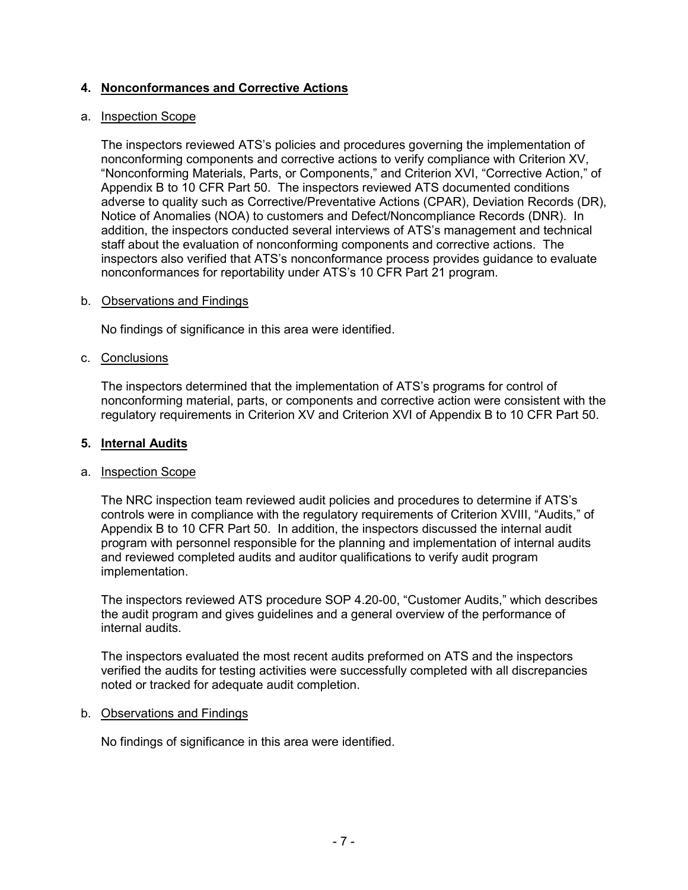## 4. Nonconformances and Corrective Actions

a. Inspection Scope

The inspectors reviewed ATS's policies and procedures governing the implementation of nonconforming components and corrective actions to verify compliance with Criterion XV, "Nonconforming Materials, Parts, or Components," and Criterion XVI, "Corrective Action," of Appendix B to 10 CFR Part 50. The inspectors reviewed ATS documented conditions adverse to quality such as Corrective/Preventative Actions (CPAR), Deviation Records (DR), Notice of Anomalies (NOA) to customers and Defect/Noncompliance Records (DNR). In addition, the inspectors conducted several interviews of ATS's management and technical staff about the evaluation of nonconforming components and corrective actions. The inspectors also verified that ATS's nonconformance process provides guidance to evaluate nonconformances for reportability under ATS's 10 CFR Part 21 program.

b. Observations and Findings

No findings of significance in this area were identified.

c. Conclusions

The inspectors determined that the implementation of ATS's programs for control of nonconforming material, parts, or components and corrective action were consistent with the regulatory requirements in Criterion XV and Criterion XVI of Appendix B to 10 CFR Part 50.

## 5. Internal Audits

a. Inspection Scope

The NRC inspection team reviewed audit policies and procedures to determine if ATS's controls were in compliance with the regulatory requirements of Criterion XVIII, "Audits," of Appendix B to 10 CFR Part 50. In addition, the inspectors discussed the internal audit program with personnel responsible for the planning and implementation of internal audits and reviewed completed audits and auditor qualifications to verify audit program implementation.

The inspectors reviewed ATS procedure SOP 4.20-00, "Customer Audits," which describes the audit program and gives guidelines and a general overview of the performance of internal audits.

The inspectors evaluated the most recent audits preformed on ATS and the inspectors verified the audits for testing activities were successfully completed with all discrepancies noted or tracked for adequate audit completion.

b. Observations and Findings

No findings of significance in this area were identified.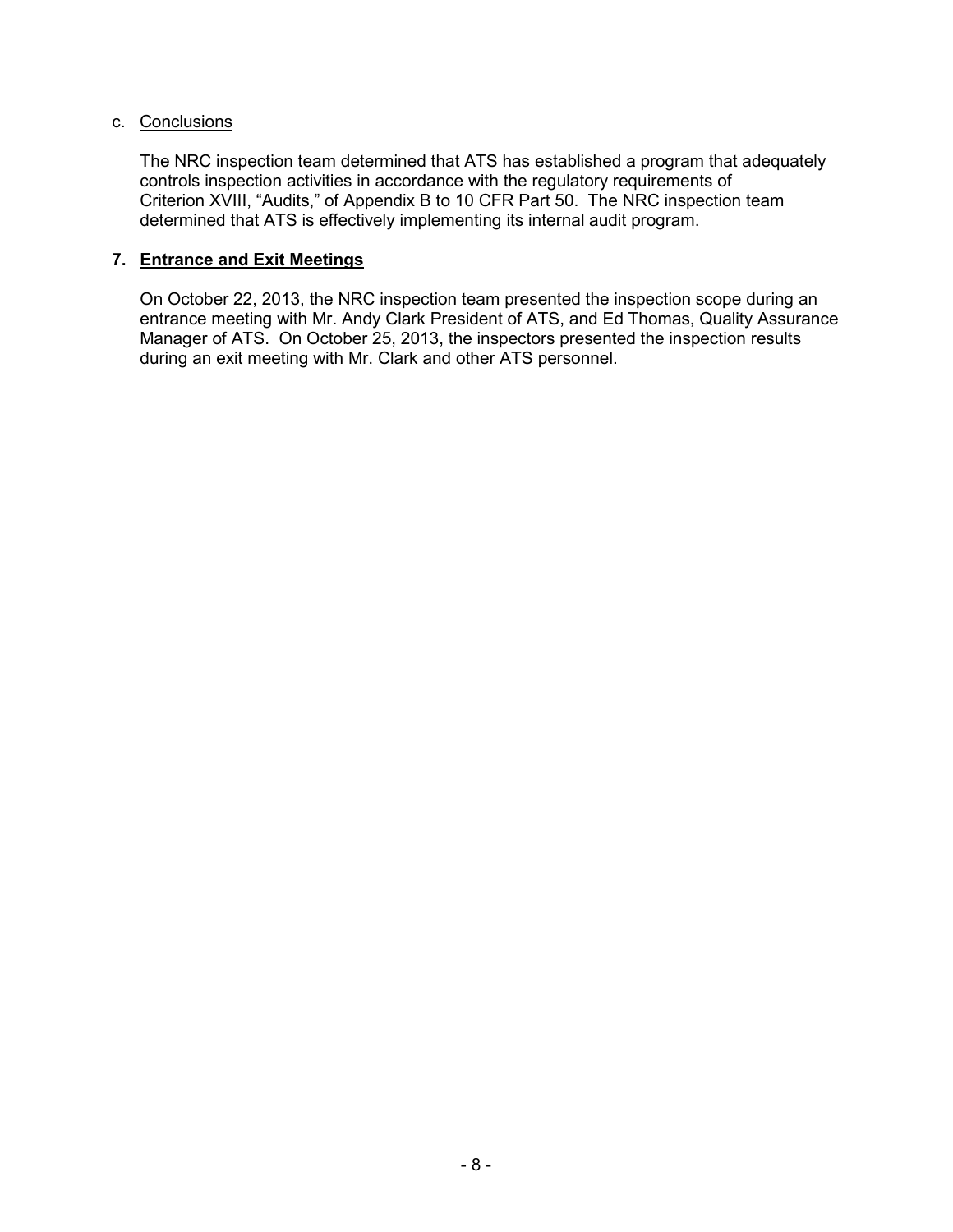c. Conclusions

The NRC inspection team determined that ATS has established a program that adequately controls inspection activities in accordance with the regulatory requirements of Criterion XVIII, "Audits," of Appendix B to 10 CFR Part 50. The NRC inspection team determined that ATS is effectively implementing its internal audit program.

## 7. Entrance and Exit Meetings

On October 22, 2013, the NRC inspection team presented the inspection scope during an entrance meeting with Mr. Andy Clark President of ATS, and Ed Thomas, Quality Assurance Manager of ATS. On October 25, 2013, the inspectors presented the inspection results during an exit meeting with Mr. Clark and other ATS personnel.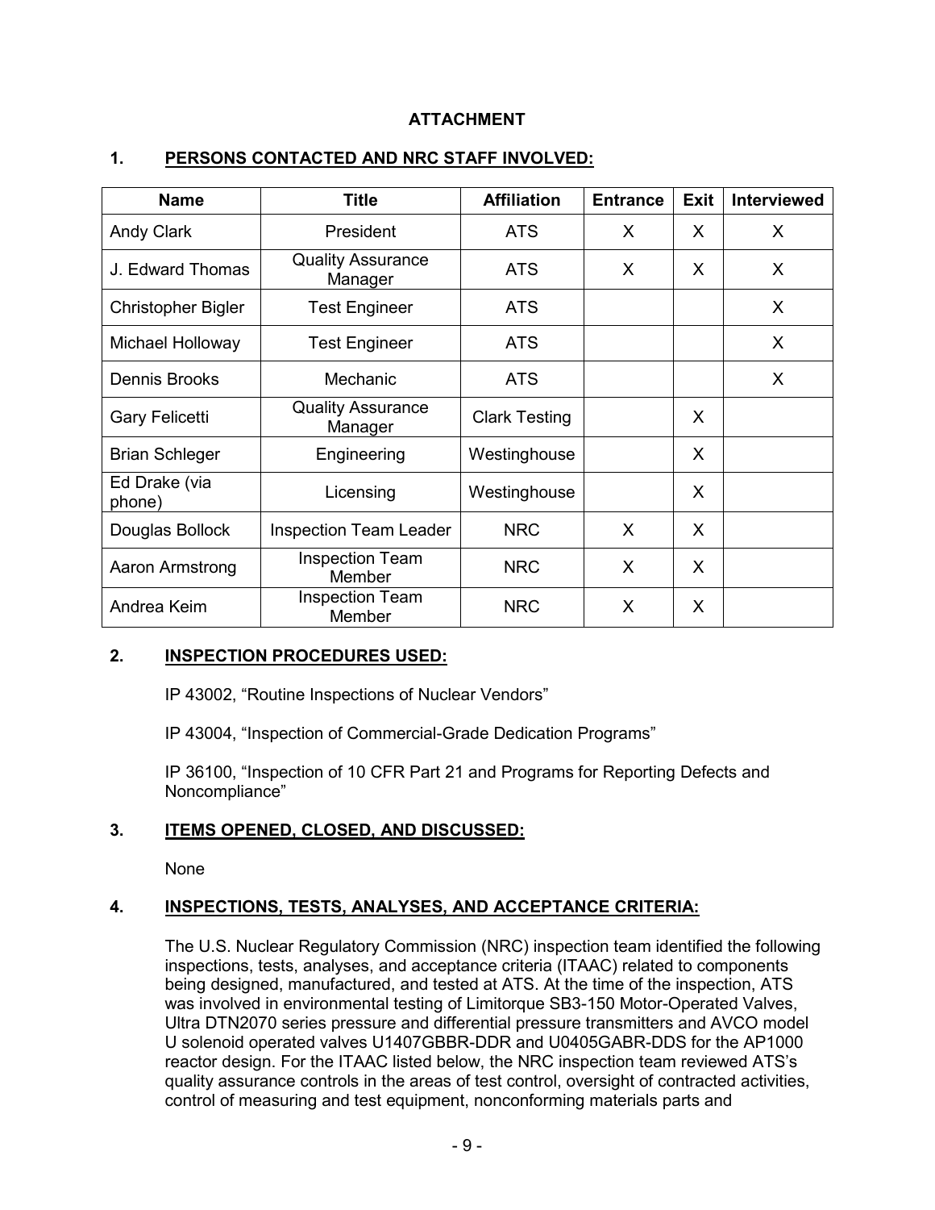## ATTACHMENT

### 1. PERSONS CONTACTED AND NRC STAFF INVOLVED:

| Name | Title | Affiliation | Entrance | Exit | Interviewed |
|---|---|---|---|---|---|
| Andy Clark | President | ATS | X | X | X |
| J. Edward Thomas | Quality Assurance Manager | ATS | X | X | X |
| Christopher Bigler | Test Engineer | ATS | | | X |
| Michael Holloway | Test Engineer | ATS | | | X |
| Dennis Brooks | Mechanic | ATS | | | X |
| Gary Felicetti | Quality Assurance Manager | Clark Testing | | X | |
| Brian Schleger | Engineering | Westinghouse | | X | |
| Ed Drake (via phone) | Licensing | Westinghouse | | X | |
| Douglas Bollock | Inspection Team Leader | NRC | X | X | |
| Aaron Armstrong | Inspection Team Member | NRC | X | X | |
| Andrea Keim | Inspection Team Member | NRC | X | X | |

### 2. INSPECTION PROCEDURES USED:

IP 43002, "Routine Inspections of Nuclear Vendors"

IP 43004, "Inspection of Commercial-Grade Dedication Programs"

IP 36100, "Inspection of 10 CFR Part 21 and Programs for Reporting Defects and Noncompliance"

### 3. ITEMS OPENED, CLOSED, AND DISCUSSED:

None

### 4. INSPECTIONS, TESTS, ANALYSES, AND ACCEPTANCE CRITERIA:

The U.S. Nuclear Regulatory Commission (NRC) inspection team identified the following inspections, tests, analyses, and acceptance criteria (ITAAC) related to components being designed, manufactured, and tested at ATS. At the time of the inspection, ATS was involved in environmental testing of Limitorque SB3-150 Motor-Operated Valves, Ultra DTN2070 series pressure and differential pressure transmitters and AVCO model U solenoid operated valves U1407GBBR-DDR and U0405GABR-DDS for the AP1000 reactor design. For the ITAAC listed below, the NRC inspection team reviewed ATS's quality assurance controls in the areas of test control, oversight of contracted activities, control of measuring and test equipment, nonconforming materials parts and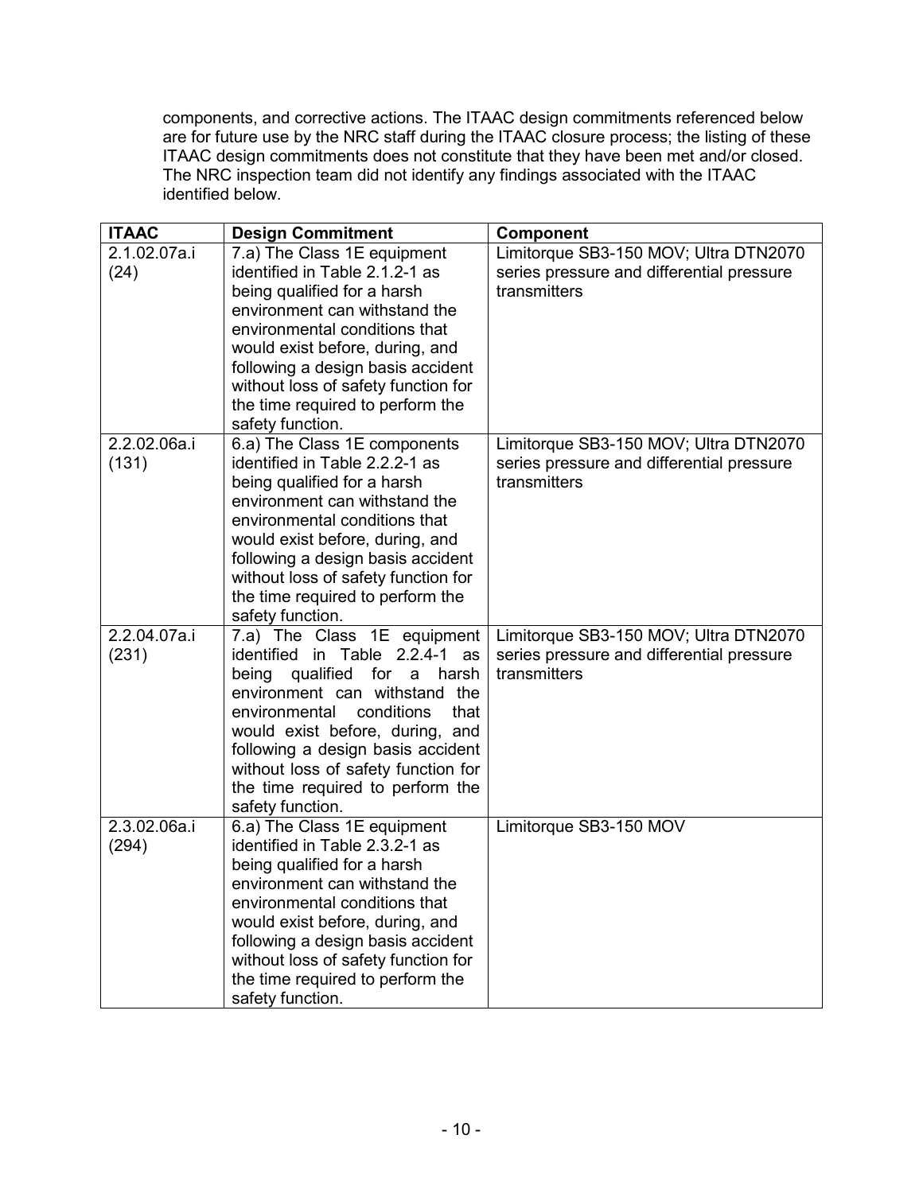components, and corrective actions. The ITAAC design commitments referenced below are for future use by the NRC staff during the ITAAC closure process; the listing of these ITAAC design commitments does not constitute that they have been met and/or closed. The NRC inspection team did not identify any findings associated with the ITAAC identified below.

| ITAAC | Design Commitment | Component |
|---|---|---|
| 2.1.02.07a.i (24) | 7.a) The Class 1E equipment identified in Table 2.1.2-1 as being qualified for a harsh environment can withstand the environmental conditions that would exist before, during, and following a design basis accident without loss of safety function for the time required to perform the safety function. | Limitorque SB3-150 MOV; Ultra DTN2070 series pressure and differential pressure transmitters |
| 2.2.02.06a.i (131) | 6.a) The Class 1E components identified in Table 2.2.2-1 as being qualified for a harsh environment can withstand the environmental conditions that would exist before, during, and following a design basis accident without loss of safety function for the time required to perform the safety function. | Limitorque SB3-150 MOV; Ultra DTN2070 series pressure and differential pressure transmitters |
| 2.2.04.07a.i (231) | 7.a) The Class 1E equipment identified in Table 2.2.4-1 as being qualified for a harsh environment can withstand the environmental conditions that would exist before, during, and following a design basis accident without loss of safety function for the time required to perform the safety function. | Limitorque SB3-150 MOV; Ultra DTN2070 series pressure and differential pressure transmitters |
| 2.3.02.06a.i (294) | 6.a) The Class 1E equipment identified in Table 2.3.2-1 as being qualified for a harsh environment can withstand the environmental conditions that would exist before, during, and following a design basis accident without loss of safety function for the time required to perform the safety function. | Limitorque SB3-150 MOV |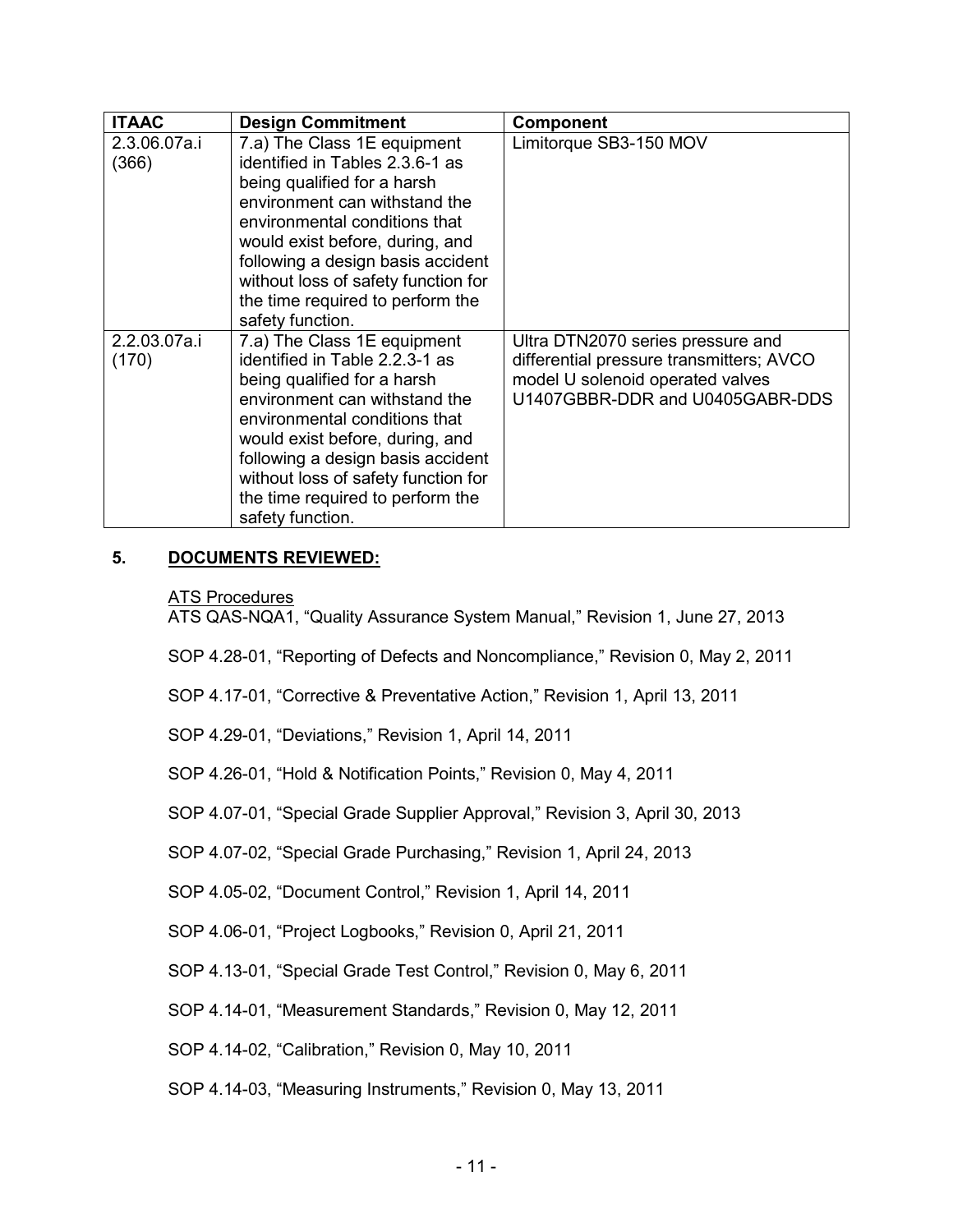| ITAAC | Design Commitment | Component |
|---|---|---|
| 2.3.06.07a.i (366) | 7.a) The Class 1E equipment identified in Tables 2.3.6-1 as being qualified for a harsh environment can withstand the environmental conditions that would exist before, during, and following a design basis accident without loss of safety function for the time required to perform the safety function. | Limitorque SB3-150 MOV |
| 2.2.03.07a.i (170) | 7.a) The Class 1E equipment identified in Table 2.2.3-1 as being qualified for a harsh environment can withstand the environmental conditions that would exist before, during, and following a design basis accident without loss of safety function for the time required to perform the safety function. | Ultra DTN2070 series pressure and differential pressure transmitters; AVCO model U solenoid operated valves U1407GBBR-DDR and U0405GABR-DDS |

## 5. DOCUMENTS REVIEWED:

ATS Procedures

ATS QAS-NQA1, "Quality Assurance System Manual," Revision 1, June 27, 2013

SOP 4.28-01, "Reporting of Defects and Noncompliance," Revision 0, May 2, 2011

SOP 4.17-01, "Corrective & Preventative Action," Revision 1, April 13, 2011

SOP 4.29-01, "Deviations," Revision 1, April 14, 2011

SOP 4.26-01, "Hold & Notification Points," Revision 0, May 4, 2011

SOP 4.07-01, "Special Grade Supplier Approval," Revision 3, April 30, 2013

SOP 4.07-02, "Special Grade Purchasing," Revision 1, April 24, 2013

SOP 4.05-02, "Document Control," Revision 1, April 14, 2011

SOP 4.06-01, "Project Logbooks," Revision 0, April 21, 2011

SOP 4.13-01, "Special Grade Test Control," Revision 0, May 6, 2011

SOP 4.14-01, "Measurement Standards," Revision 0, May 12, 2011

SOP 4.14-02, "Calibration," Revision 0, May 10, 2011

SOP 4.14-03, "Measuring Instruments," Revision 0, May 13, 2011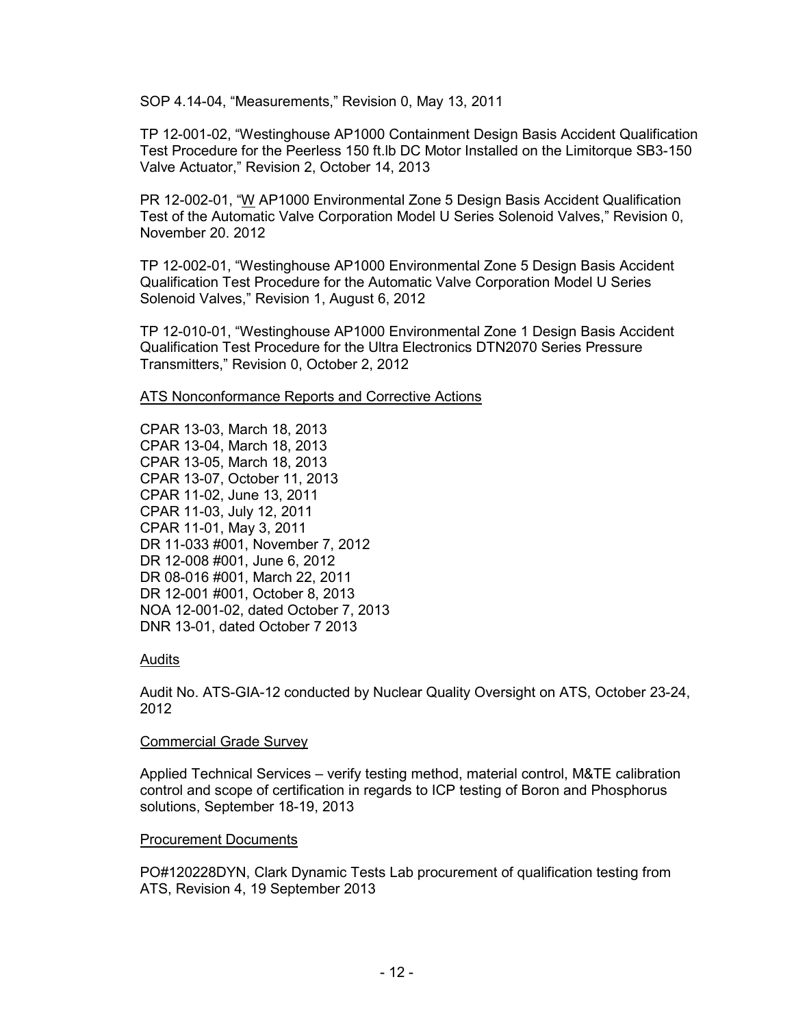SOP 4.14-04, “Measurements,” Revision 0, May 13, 2011

TP 12-001-02, “Westinghouse AP1000 Containment Design Basis Accident Qualification Test Procedure for the Peerless 150 ft.lb DC Motor Installed on the Limitorque SB3-150 Valve Actuator,” Revision 2, October 14, 2013

PR 12-002-01, “W AP1000 Environmental Zone 5 Design Basis Accident Qualification Test of the Automatic Valve Corporation Model U Series Solenoid Valves,” Revision 0, November 20. 2012

TP 12-002-01, “Westinghouse AP1000 Environmental Zone 5 Design Basis Accident Qualification Test Procedure for the Automatic Valve Corporation Model U Series Solenoid Valves,” Revision 1, August 6, 2012

TP 12-010-01, “Westinghouse AP1000 Environmental Zone 1 Design Basis Accident Qualification Test Procedure for the Ultra Electronics DTN2070 Series Pressure Transmitters,” Revision 0, October 2, 2012

ATS Nonconformance Reports and Corrective Actions

CPAR 13-03, March 18, 2013
CPAR 13-04, March 18, 2013
CPAR 13-05, March 18, 2013
CPAR 13-07, October 11, 2013
CPAR 11-02, June 13, 2011
CPAR 11-03, July 12, 2011
CPAR 11-01, May 3, 2011
DR 11-033 #001, November 7, 2012
DR 12-008 #001, June 6, 2012
DR 08-016 #001, March 22, 2011
DR 12-001 #001, October 8, 2013
NOA 12-001-02, dated October 7, 2013
DNR 13-01, dated October 7 2013

Audits

Audit No. ATS-GIA-12 conducted by Nuclear Quality Oversight on ATS, October 23-24, 2012

Commercial Grade Survey

Applied Technical Services – verify testing method, material control, M&TE calibration control and scope of certification in regards to ICP testing of Boron and Phosphorus solutions, September 18-19, 2013

Procurement Documents

PO#120228DYN, Clark Dynamic Tests Lab procurement of qualification testing from ATS, Revision 4, 19 September 2013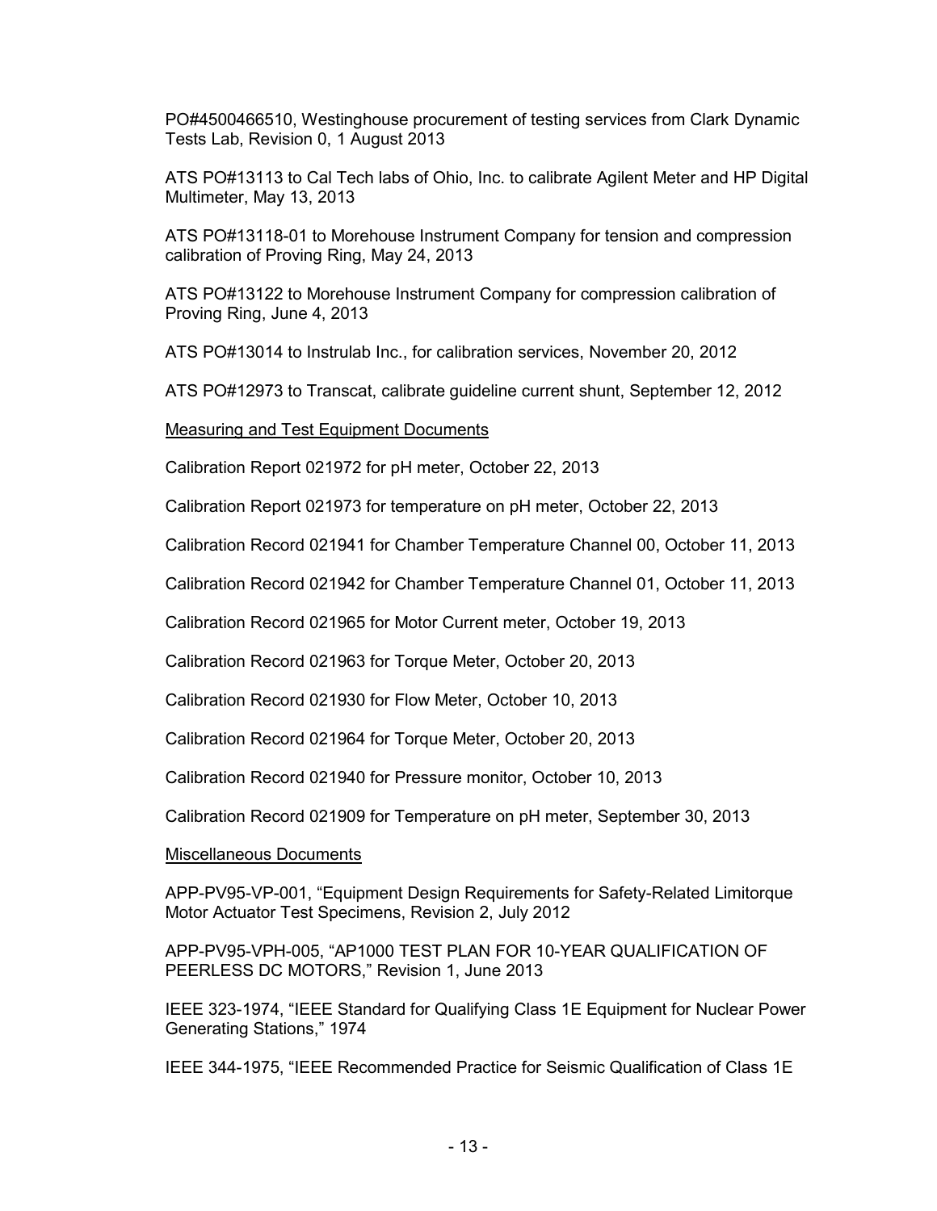PO#4500466510, Westinghouse procurement of testing services from Clark Dynamic Tests Lab, Revision 0, 1 August 2013

ATS PO#13113 to Cal Tech labs of Ohio, Inc. to calibrate Agilent Meter and HP Digital Multimeter, May 13, 2013

ATS PO#13118-01 to Morehouse Instrument Company for tension and compression calibration of Proving Ring, May 24, 2013

ATS PO#13122 to Morehouse Instrument Company for compression calibration of Proving Ring, June 4, 2013

ATS PO#13014 to Instrulab Inc., for calibration services, November 20, 2012

ATS PO#12973 to Transcat, calibrate guideline current shunt, September 12, 2012

<u>Measuring and Test Equipment Documents</u>

Calibration Report 021972 for pH meter, October 22, 2013

Calibration Report 021973 for temperature on pH meter, October 22, 2013

Calibration Record 021941 for Chamber Temperature Channel 00, October 11, 2013

Calibration Record 021942 for Chamber Temperature Channel 01, October 11, 2013

Calibration Record 021965 for Motor Current meter, October 19, 2013

Calibration Record 021963 for Torque Meter, October 20, 2013

Calibration Record 021930 for Flow Meter, October 10, 2013

Calibration Record 021964 for Torque Meter, October 20, 2013

Calibration Record 021940 for Pressure monitor, October 10, 2013

Calibration Record 021909 for Temperature on pH meter, September 30, 2013

<u>Miscellaneous Documents</u>

APP-PV95-VP-001, "Equipment Design Requirements for Safety-Related Limitorque Motor Actuator Test Specimens, Revision 2, July 2012

APP-PV95-VPH-005, "AP1000 TEST PLAN FOR 10-YEAR QUALIFICATION OF PEERLESS DC MOTORS," Revision 1, June 2013

IEEE 323-1974, "IEEE Standard for Qualifying Class 1E Equipment for Nuclear Power Generating Stations," 1974

IEEE 344-1975, "IEEE Recommended Practice for Seismic Qualification of Class 1E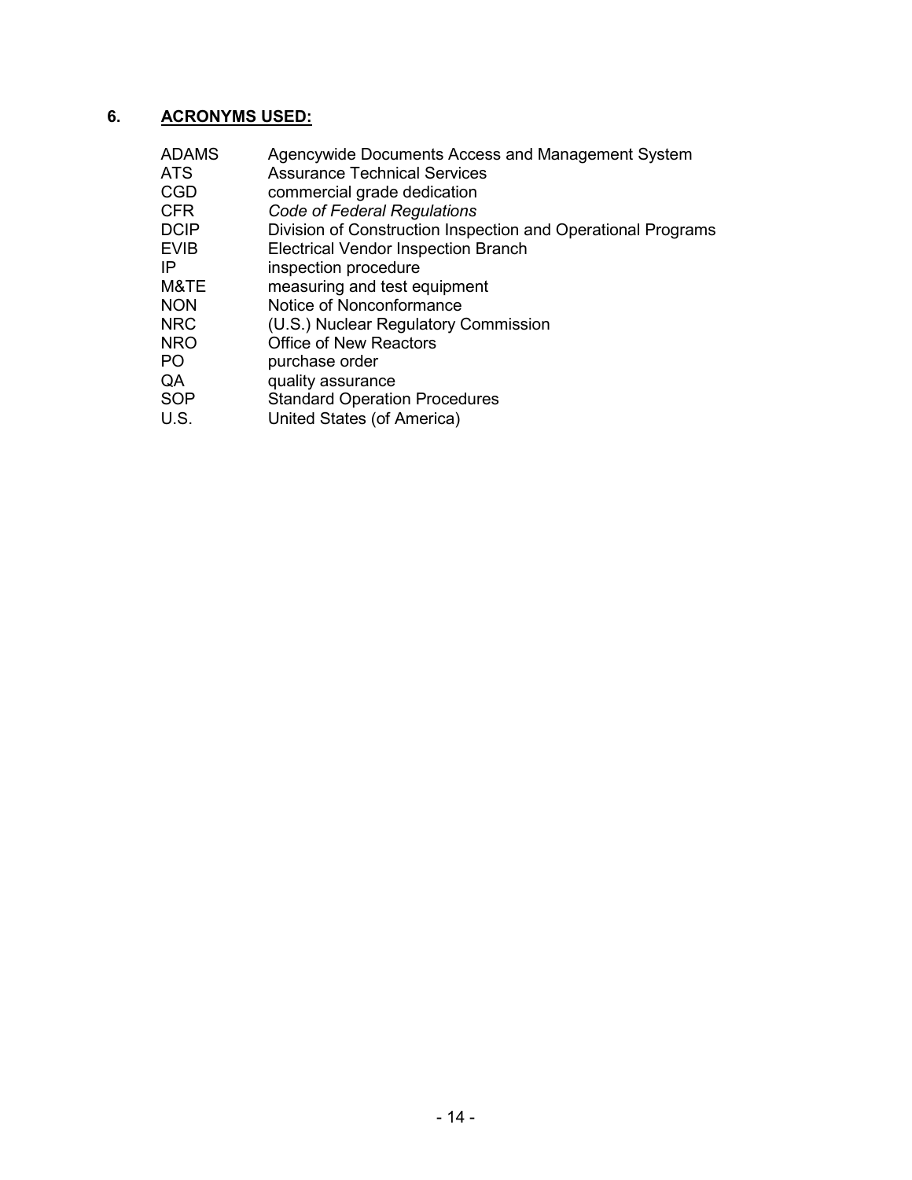## 6. ACRONYMS USED:

| | |
|---|---|
| ADAMS | Agencywide Documents Access and Management System |
| ATS | Assurance Technical Services |
| CGD | commercial grade dedication |
| CFR | *Code of Federal Regulations* |
| DCIP | Division of Construction Inspection and Operational Programs |
| EVIB | Electrical Vendor Inspection Branch |
| IP | inspection procedure |
| M&TE | measuring and test equipment |
| NON | Notice of Nonconformance |
| NRC | (U.S.) Nuclear Regulatory Commission |
| NRO | Office of New Reactors |
| PO | purchase order |
| QA | quality assurance |
| SOP | Standard Operation Procedures |
| U.S. | United States (of America) |